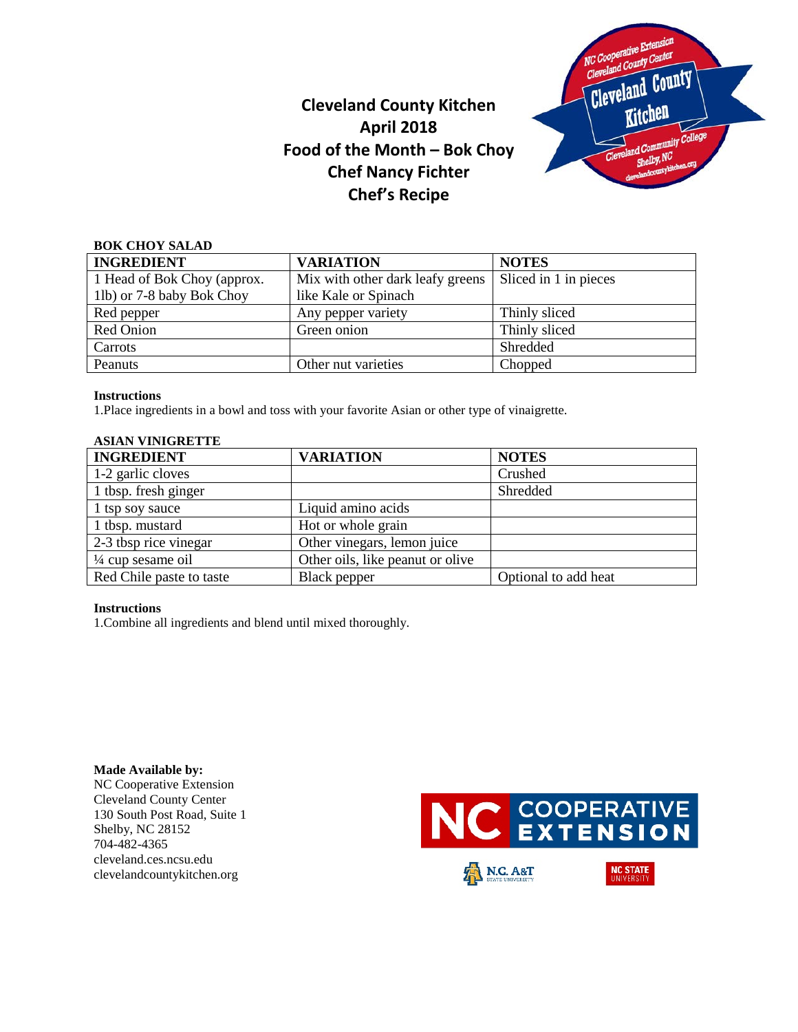# Cleveland County Kitchen
## April 2018
## Food of the Month – Bok Choy
## Chef Nancy Fichter
## Chef's Recipe

**BOK CHOY SALAD**

| INGREDIENT | VARIATION | NOTES |
|---|---|---|
| 1 Head of Bok Choy (approx. 1lb) or 7-8 baby Bok Choy | Mix with other dark leafy greens like Kale or Spinach | Sliced in 1 in pieces |
| Red pepper | Any pepper variety | Thinly sliced |
| Red Onion | Green onion | Thinly sliced |
| Carrots | | Shredded |
| Peanuts | Other nut varieties | Chopped |

**Instructions**

1.Place ingredients in a bowl and toss with your favorite Asian or other type of vinaigrette.

**ASIAN VINIGRETTE**

| INGREDIENT | VARIATION | NOTES |
|---|---|---|
| 1-2 garlic cloves | | Crushed |
| 1 tbsp. fresh ginger | | Shredded |
| 1 tsp soy sauce | Liquid amino acids | |
| 1 tbsp. mustard | Hot or whole grain | |
| 2-3 tbsp rice vinegar | Other vinegars, lemon juice | |
| ¼ cup sesame oil | Other oils, like peanut or olive | |
| Red Chile paste to taste | Black pepper | Optional to add heat |

**Instructions**

1.Combine all ingredients and blend until mixed thoroughly.

**Made Available by:**
NC Cooperative Extension
Cleveland County Center
130 South Post Road, Suite 1
Shelby, NC 28152
704-482-4365
cleveland.ces.ncsu.edu
clevelandcountykitchen.org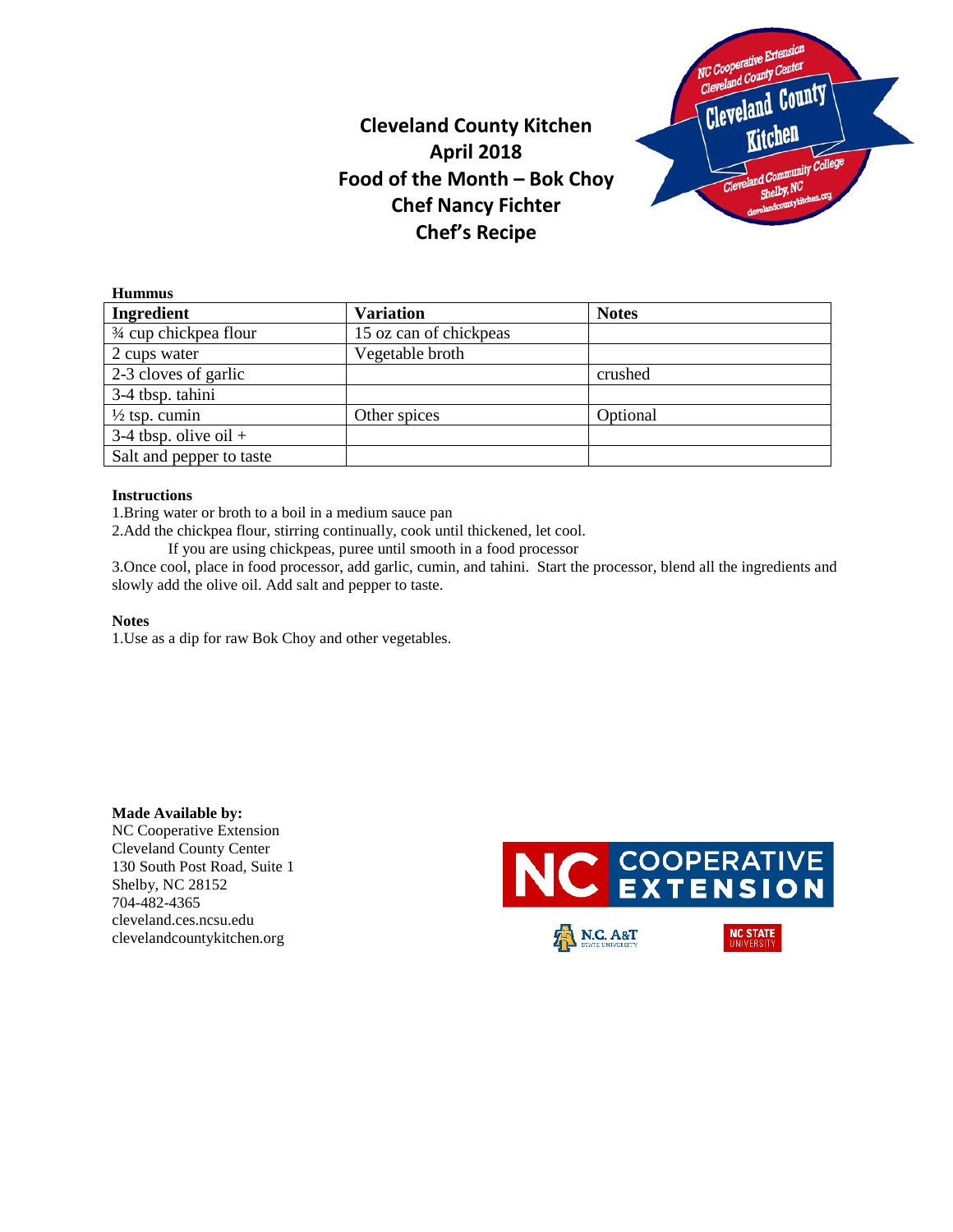# Cleveland County Kitchen
## April 2018
## Food of the Month – Bok Choy
## Chef Nancy Fichter
## Chef's Recipe

**Hummus**

| Ingredient | Variation | Notes |
|---|---|---|
| ¾ cup chickpea flour | 15 oz can of chickpeas | |
| 2 cups water | Vegetable broth | |
| 2-3 cloves of garlic | | crushed |
| 3-4 tbsp. tahini | | |
| ½ tsp. cumin | Other spices | Optional |
| 3-4 tbsp. olive oil + | | |
| Salt and pepper to taste | | |

**Instructions**

1.Bring water or broth to a boil in a medium sauce pan

2.Add the chickpea flour, stirring continually, cook until thickened, let cool.

If you are using chickpeas, puree until smooth in a food processor

3.Once cool, place in food processor, add garlic, cumin, and tahini. Start the processor, blend all the ingredients and slowly add the olive oil. Add salt and pepper to taste.

**Notes**

1.Use as a dip for raw Bok Choy and other vegetables.

**Made Available by:**
NC Cooperative Extension
Cleveland County Center
130 South Post Road, Suite 1
Shelby, NC 28152
704-482-4365
cleveland.ces.ncsu.edu
clevelandcountykitchen.org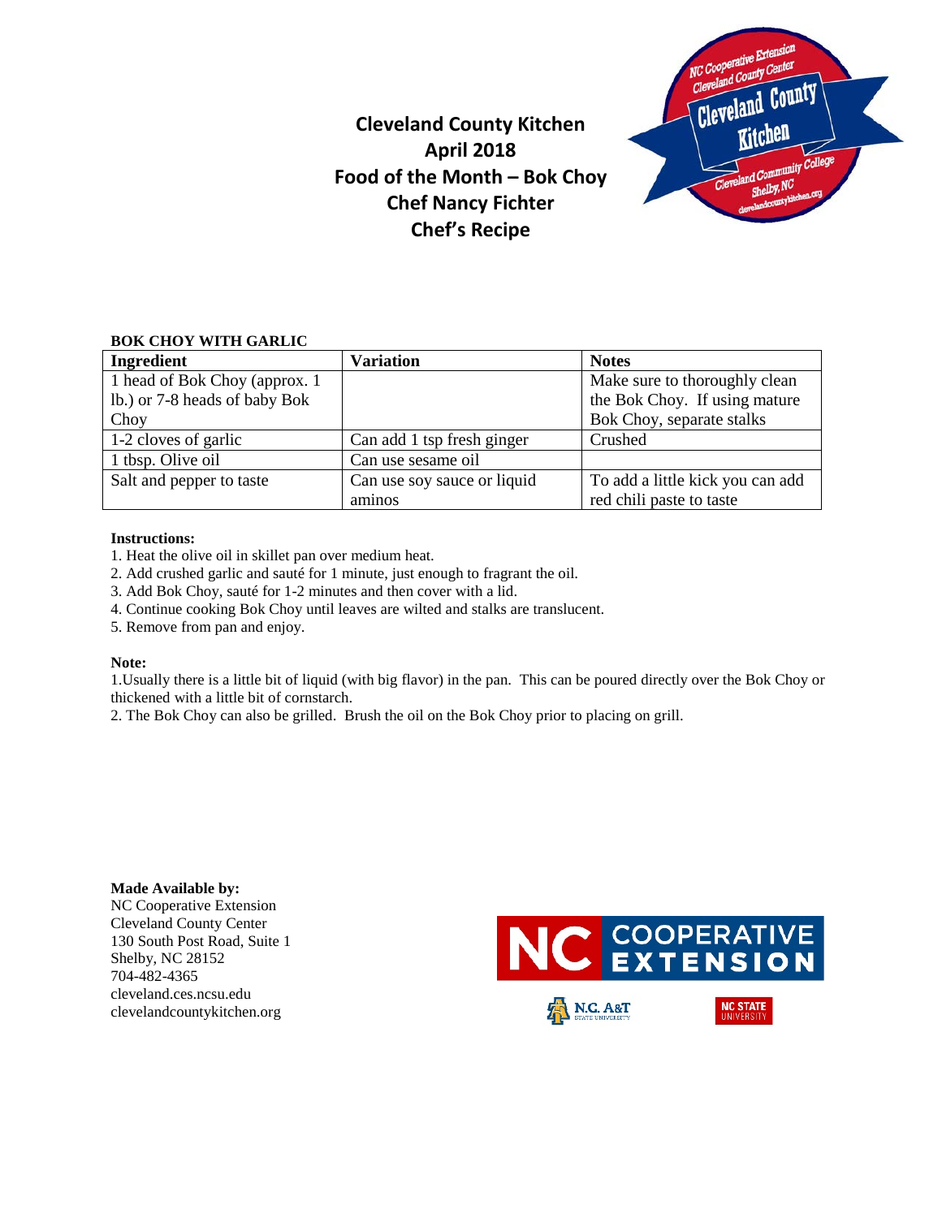# Cleveland County Kitchen
## April 2018
## Food of the Month – Bok Choy
## Chef Nancy Fichter
## Chef's Recipe

**BOK CHOY WITH GARLIC**

| Ingredient | Variation | Notes |
|---|---|---|
| 1 head of Bok Choy (approx. 1 lb.) or 7-8 heads of baby Bok Choy | | Make sure to thoroughly clean the Bok Choy. If using mature Bok Choy, separate stalks |
| 1-2 cloves of garlic | Can add 1 tsp fresh ginger | Crushed |
| 1 tbsp. Olive oil | Can use sesame oil | |
| Salt and pepper to taste | Can use soy sauce or liquid aminos | To add a little kick you can add red chili paste to taste |

**Instructions:**

1. Heat the olive oil in skillet pan over medium heat.
2. Add crushed garlic and sauté for 1 minute, just enough to fragrant the oil.
3. Add Bok Choy, sauté for 1-2 minutes and then cover with a lid.
4. Continue cooking Bok Choy until leaves are wilted and stalks are translucent.
5. Remove from pan and enjoy.

**Note:**

1.Usually there is a little bit of liquid (with big flavor) in the pan. This can be poured directly over the Bok Choy or thickened with a little bit of cornstarch.

2. The Bok Choy can also be grilled. Brush the oil on the Bok Choy prior to placing on grill.

**Made Available by:**
NC Cooperative Extension
Cleveland County Center
130 South Post Road, Suite 1
Shelby, NC 28152
704-482-4365
cleveland.ces.ncsu.edu
clevelandcountykitchen.org